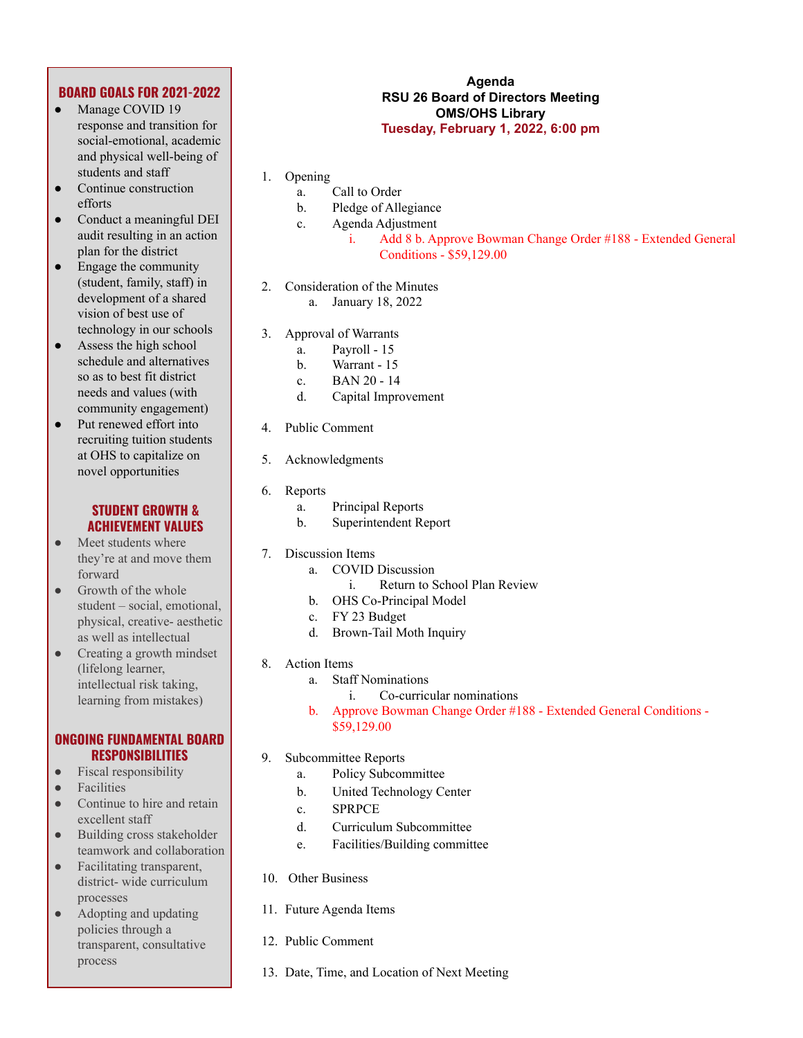**Agenda**
**RSU 26 Board of Directors Meeting**
**OMS/OHS Library**
**Tuesday, February 1, 2022, 6:00 pm**

1. Opening
   a. Call to Order
   b. Pledge of Allegiance
   c. Agenda Adjustment
      i. Add 8 b. Approve Bowman Change Order #188 - Extended General Conditions - $59,129.00

2. Consideration of the Minutes
   a. January 18, 2022

3. Approval of Warrants
   a. Payroll - 15
   b. Warrant - 15
   c. BAN 20 - 14
   d. Capital Improvement

4. Public Comment

5. Acknowledgments

6. Reports
   a. Principal Reports
   b. Superintendent Report

7. Discussion Items
   a. COVID Discussion
      i. Return to School Plan Review
   b. OHS Co-Principal Model
   c. FY 23 Budget
   d. Brown-Tail Moth Inquiry

8. Action Items
   a. Staff Nominations
      i. Co-curricular nominations
   b. Approve Bowman Change Order #188 - Extended General Conditions - $59,129.00

9. Subcommittee Reports
   a. Policy Subcommittee
   b. United Technology Center
   c. SPRPCE
   d. Curriculum Subcommittee
   e. Facilities/Building committee

10. Other Business

11. Future Agenda Items

12. Public Comment

13. Date, Time, and Location of Next Meeting

## BOARD GOALS FOR 2021-2022

- Manage COVID 19 response and transition for social-emotional, academic and physical well-being of students and staff
- Continue construction efforts
- Conduct a meaningful DEI audit resulting in an action plan for the district
- Engage the community (student, family, staff) in development of a shared vision of best use of technology in our schools
- Assess the high school schedule and alternatives so as to best fit district needs and values (with community engagement)
- Put renewed effort into recruiting tuition students at OHS to capitalize on novel opportunities

## STUDENT GROWTH & ACHIEVEMENT VALUES

- Meet students where they're at and move them forward
- Growth of the whole student – social, emotional, physical, creative- aesthetic as well as intellectual
- Creating a growth mindset (lifelong learner, intellectual risk taking, learning from mistakes)

## ONGOING FUNDAMENTAL BOARD RESPONSIBILITIES

- Fiscal responsibility
- Facilities
- Continue to hire and retain excellent staff
- Building cross stakeholder teamwork and collaboration
- Facilitating transparent, district- wide curriculum processes
- Adopting and updating policies through a transparent, consultative process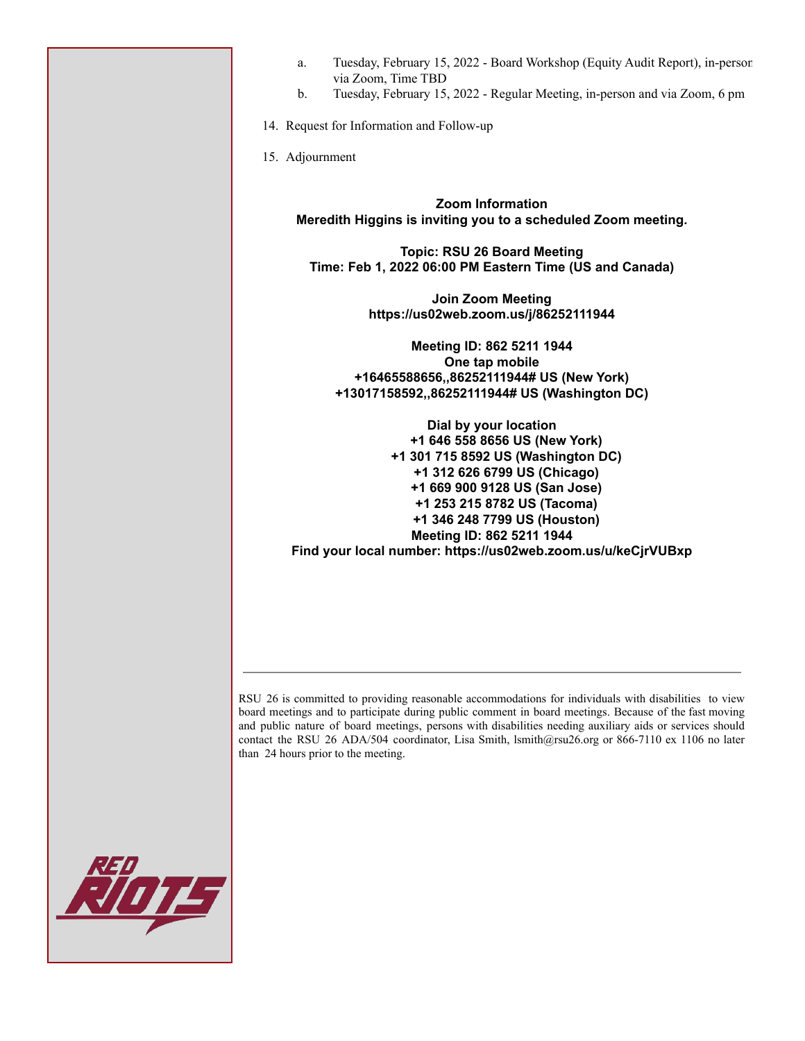a. Tuesday, February 15, 2022 - Board Workshop (Equity Audit Report), in-person via Zoom, Time TBD
   b. Tuesday, February 15, 2022 - Regular Meeting, in-person and via Zoom, 6 pm

14. Request for Information and Follow-up

15. Adjournment

**Zoom Information**
**Meredith Higgins is inviting you to a scheduled Zoom meeting.**

**Topic: RSU 26 Board Meeting**
**Time: Feb 1, 2022 06:00 PM Eastern Time (US and Canada)**

**Join Zoom Meeting**
**https://us02web.zoom.us/j/86252111944**

**Meeting ID: 862 5211 1944**
**One tap mobile**
**+16465588656,,86252111944# US (New York)**
**+13017158592,,86252111944# US (Washington DC)**

**Dial by your location**
**+1 646 558 8656 US (New York)**
**+1 301 715 8592 US (Washington DC)**
**+1 312 626 6799 US (Chicago)**
**+1 669 900 9128 US (San Jose)**
**+1 253 215 8782 US (Tacoma)**
**+1 346 248 7799 US (Houston)**
**Meeting ID: 862 5211 1944**
**Find your local number: https://us02web.zoom.us/u/keCjrVUBxp**

---

RSU 26 is committed to providing reasonable accommodations for individuals with disabilities to view board meetings and to participate during public comment in board meetings. Because of the fast moving and public nature of board meetings, persons with disabilities needing auxiliary aids or services should contact the RSU 26 ADA/504 coordinator, Lisa Smith, lsmith@rsu26.org or 866-7110 ex 1106 no later than 24 hours prior to the meeting.

RED RIOTS